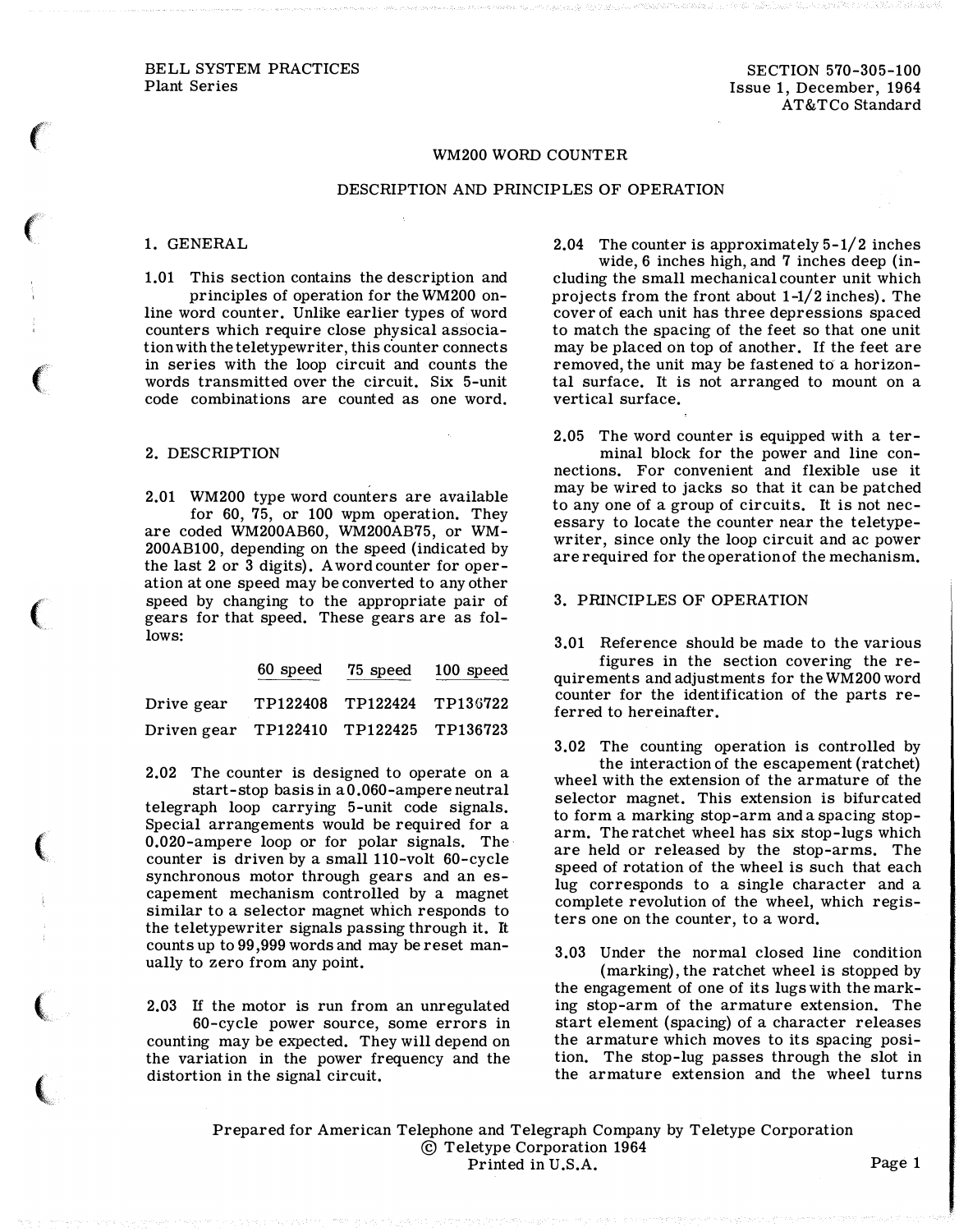BELL SYSTEM PRACTICES
Plant Series

SECTION 570-305-100
Issue 1, December, 1964
AT&TCo Standard

# WM200 WORD COUNTER

## DESCRIPTION AND PRINCIPLES OF OPERATION

### 1. GENERAL

1.01 This section contains the description and principles of operation for the WM200 on-line word counter. Unlike earlier types of word counters which require close physical association with the teletypewriter, this counter connects in series with the loop circuit and counts the words transmitted over the circuit. Six 5-unit code combinations are counted as one word.

### 2. DESCRIPTION

2.01 WM200 type word counters are available for 60, 75, or 100 wpm operation. They are coded WM200AB60, WM200AB75, or WM-200AB100, depending on the speed (indicated by the last 2 or 3 digits). A word counter for operation at one speed may be converted to any other speed by changing to the appropriate pair of gears for that speed. These gears are as follows:

| | 60 speed | 75 speed | 100 speed |
|---|---|---|---|
| Drive gear | TP122408 | TP122424 | TP136722 |
| Driven gear | TP122410 | TP122425 | TP136723 |

2.02 The counter is designed to operate on a start-stop basis in a 0.060-ampere neutral telegraph loop carrying 5-unit code signals. Special arrangements would be required for a 0.020-ampere loop or for polar signals. The counter is driven by a small 110-volt 60-cycle synchronous motor through gears and an escapement mechanism controlled by a magnet similar to a selector magnet which responds to the teletypewriter signals passing through it. It counts up to 99,999 words and may be reset manually to zero from any point.

2.03 If the motor is run from an unregulated 60-cycle power source, some errors in counting may be expected. They will depend on the variation in the power frequency and the distortion in the signal circuit.

2.04 The counter is approximately 5-1/2 inches wide, 6 inches high, and 7 inches deep (including the small mechanical counter unit which projects from the front about 1-1/2 inches). The cover of each unit has three depressions spaced to match the spacing of the feet so that one unit may be placed on top of another. If the feet are removed, the unit may be fastened to a horizontal surface. It is not arranged to mount on a vertical surface.

2.05 The word counter is equipped with a terminal block for the power and line connections. For convenient and flexible use it may be wired to jacks so that it can be patched to any one of a group of circuits. It is not necessary to locate the counter near the teletypewriter, since only the loop circuit and ac power are required for the operation of the mechanism.

### 3. PRINCIPLES OF OPERATION

3.01 Reference should be made to the various figures in the section covering the requirements and adjustments for the WM200 word counter for the identification of the parts referred to hereinafter.

3.02 The counting operation is controlled by the interaction of the escapement (ratchet) wheel with the extension of the armature of the selector magnet. This extension is bifurcated to form a marking stop-arm and a spacing stop-arm. The ratchet wheel has six stop-lugs which are held or released by the stop-arms. The speed of rotation of the wheel is such that each lug corresponds to a single character and a complete revolution of the wheel, which registers one on the counter, to a word.

3.03 Under the normal closed line condition (marking), the ratchet wheel is stopped by the engagement of one of its lugs with the marking stop-arm of the armature extension. The start element (spacing) of a character releases the armature which moves to its spacing position. The stop-lug passes through the slot in the armature extension and the wheel turns

Prepared for American Telephone and Telegraph Company by Teletype Corporation
© Teletype Corporation 1964
Printed in U.S.A.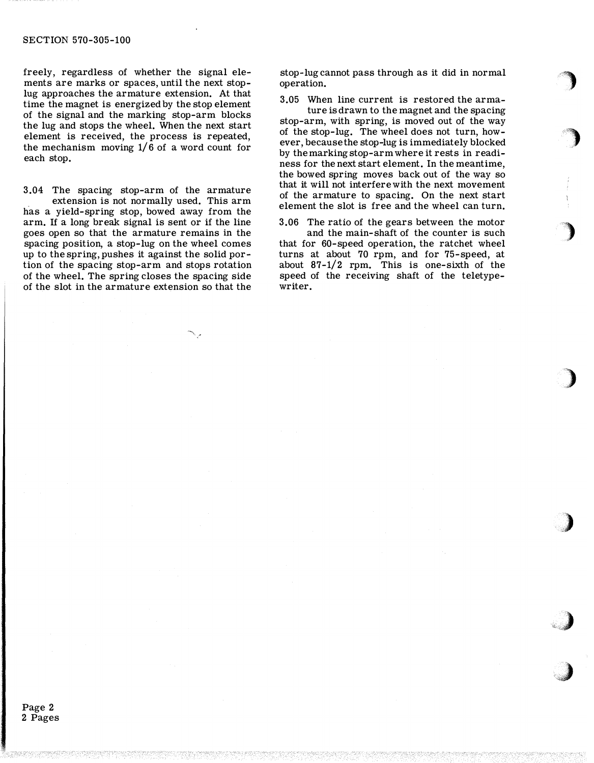freely, regardless of whether the signal elements are marks or spaces, until the next stop-lug approaches the armature extension. At that time the magnet is energized by the stop element of the signal and the marking stop-arm blocks the lug and stops the wheel. When the next start element is received, the process is repeated, the mechanism moving 1/6 of a word count for each stop.

3.04 The spacing stop-arm of the armature extension is not normally used. This arm has a yield-spring stop, bowed away from the arm. If a long break signal is sent or if the line goes open so that the armature remains in the spacing position, a stop-lug on the wheel comes up to the spring, pushes it against the solid portion of the spacing stop-arm and stops rotation of the wheel. The spring closes the spacing side of the slot in the armature extension so that the stop-lug cannot pass through as it did in normal operation.

3.05 When line current is restored the armature is drawn to the magnet and the spacing stop-arm, with spring, is moved out of the way of the stop-lug. The wheel does not turn, however, because the stop-lug is immediately blocked by the marking stop-arm where it rests in readiness for the next start element. In the meantime, the bowed spring moves back out of the way so that it will not interfere with the next movement of the armature to spacing. On the next start element the slot is free and the wheel can turn.

3.06 The ratio of the gears between the motor and the main-shaft of the counter is such that for 60-speed operation, the ratchet wheel turns at about 70 rpm, and for 75-speed, at about 87-1/2 rpm. This is one-sixth of the speed of the receiving shaft of the teletypewriter.